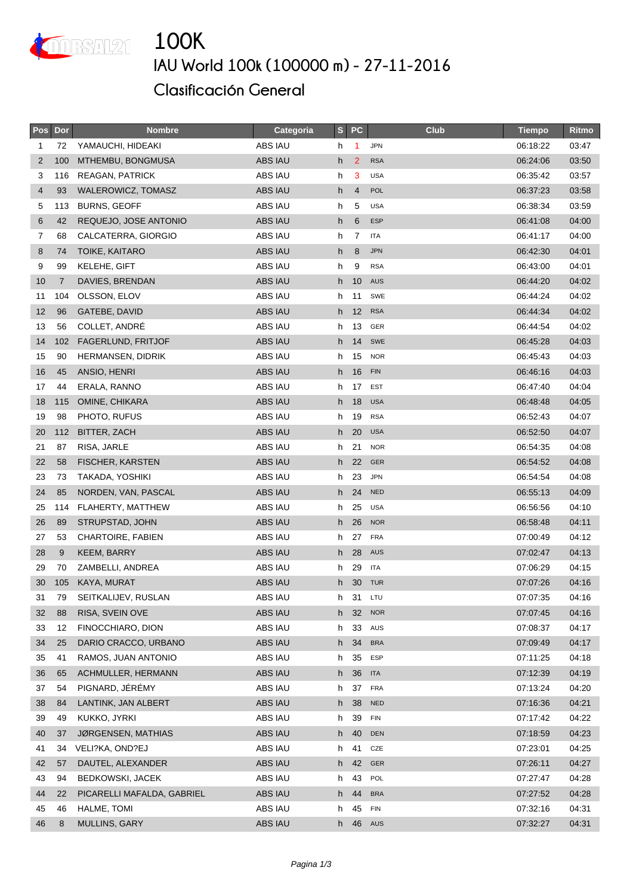# 100K

## IAU World 100k (100000 m) - 27-11-2016

## Clasificación General

| Pos | Dor | Nombre | Categoria | S | PC | Club | Tiempo | Ritmo |
|---|---|---|---|---|---|---|---|---|
| 1 | 72 | YAMAUCHI, HIDEAKI | ABS IAU | h | 1 | JPN | 06:18:22 | 03:47 |
| 2 | 100 | MTHEMBU, BONGMUSA | ABS IAU | h | 2 | RSA | 06:24:06 | 03:50 |
| 3 | 116 | REAGAN, PATRICK | ABS IAU | h | 3 | USA | 06:35:42 | 03:57 |
| 4 | 93 | WALEROWICZ, TOMASZ | ABS IAU | h | 4 | POL | 06:37:23 | 03:58 |
| 5 | 113 | BURNS, GEOFF | ABS IAU | h | 5 | USA | 06:38:34 | 03:59 |
| 6 | 42 | REQUEJO, JOSE ANTONIO | ABS IAU | h | 6 | ESP | 06:41:08 | 04:00 |
| 7 | 68 | CALCATERRA, GIORGIO | ABS IAU | h | 7 | ITA | 06:41:17 | 04:00 |
| 8 | 74 | TOIKE, KAITARO | ABS IAU | h | 8 | JPN | 06:42:30 | 04:01 |
| 9 | 99 | KELEHE, GIFT | ABS IAU | h | 9 | RSA | 06:43:00 | 04:01 |
| 10 | 7 | DAVIES, BRENDAN | ABS IAU | h | 10 | AUS | 06:44:20 | 04:02 |
| 11 | 104 | OLSSON, ELOV | ABS IAU | h | 11 | SWE | 06:44:24 | 04:02 |
| 12 | 96 | GATEBE, DAVID | ABS IAU | h | 12 | RSA | 06:44:34 | 04:02 |
| 13 | 56 | COLLET, ANDRÉ | ABS IAU | h | 13 | GER | 06:44:54 | 04:02 |
| 14 | 102 | FAGERLUND, FRITJOF | ABS IAU | h | 14 | SWE | 06:45:28 | 04:03 |
| 15 | 90 | HERMANSEN, DIDRIK | ABS IAU | h | 15 | NOR | 06:45:43 | 04:03 |
| 16 | 45 | ANSIO, HENRI | ABS IAU | h | 16 | FIN | 06:46:16 | 04:03 |
| 17 | 44 | ERALA, RANNO | ABS IAU | h | 17 | EST | 06:47:40 | 04:04 |
| 18 | 115 | OMINE, CHIKARA | ABS IAU | h | 18 | USA | 06:48:48 | 04:05 |
| 19 | 98 | PHOTO, RUFUS | ABS IAU | h | 19 | RSA | 06:52:43 | 04:07 |
| 20 | 112 | BITTER, ZACH | ABS IAU | h | 20 | USA | 06:52:50 | 04:07 |
| 21 | 87 | RISA, JARLE | ABS IAU | h | 21 | NOR | 06:54:35 | 04:08 |
| 22 | 58 | FISCHER, KARSTEN | ABS IAU | h | 22 | GER | 06:54:52 | 04:08 |
| 23 | 73 | TAKADA, YOSHIKI | ABS IAU | h | 23 | JPN | 06:54:54 | 04:08 |
| 24 | 85 | NORDEN, VAN, PASCAL | ABS IAU | h | 24 | NED | 06:55:13 | 04:09 |
| 25 | 114 | FLAHERTY, MATTHEW | ABS IAU | h | 25 | USA | 06:56:56 | 04:10 |
| 26 | 89 | STRUPSTAD, JOHN | ABS IAU | h | 26 | NOR | 06:58:48 | 04:11 |
| 27 | 53 | CHARTOIRE, FABIEN | ABS IAU | h | 27 | FRA | 07:00:49 | 04:12 |
| 28 | 9 | KEEM, BARRY | ABS IAU | h | 28 | AUS | 07:02:47 | 04:13 |
| 29 | 70 | ZAMBELLI, ANDREA | ABS IAU | h | 29 | ITA | 07:06:29 | 04:15 |
| 30 | 105 | KAYA, MURAT | ABS IAU | h | 30 | TUR | 07:07:26 | 04:16 |
| 31 | 79 | SEITKALIJEV, RUSLAN | ABS IAU | h | 31 | LTU | 07:07:35 | 04:16 |
| 32 | 88 | RISA, SVEIN OVE | ABS IAU | h | 32 | NOR | 07:07:45 | 04:16 |
| 33 | 12 | FINOCCHIARO, DION | ABS IAU | h | 33 | AUS | 07:08:37 | 04:17 |
| 34 | 25 | DARIO CRACCO, URBANO | ABS IAU | h | 34 | BRA | 07:09:49 | 04:17 |
| 35 | 41 | RAMOS, JUAN ANTONIO | ABS IAU | h | 35 | ESP | 07:11:25 | 04:18 |
| 36 | 65 | ACHMULLER, HERMANN | ABS IAU | h | 36 | ITA | 07:12:39 | 04:19 |
| 37 | 54 | PIGNARD, JÉRÉMY | ABS IAU | h | 37 | FRA | 07:13:24 | 04:20 |
| 38 | 84 | LANTINK, JAN ALBERT | ABS IAU | h | 38 | NED | 07:16:36 | 04:21 |
| 39 | 49 | KUKKO, JYRKI | ABS IAU | h | 39 | FIN | 07:17:42 | 04:22 |
| 40 | 37 | JØRGENSEN, MATHIAS | ABS IAU | h | 40 | DEN | 07:18:59 | 04:23 |
| 41 | 34 | VELI?KA, OND?EJ | ABS IAU | h | 41 | CZE | 07:23:01 | 04:25 |
| 42 | 57 | DAUTEL, ALEXANDER | ABS IAU | h | 42 | GER | 07:26:11 | 04:27 |
| 43 | 94 | BEDKOWSKI, JACEK | ABS IAU | h | 43 | POL | 07:27:47 | 04:28 |
| 44 | 22 | PICARELLI MAFALDA, GABRIEL | ABS IAU | h | 44 | BRA | 07:27:52 | 04:28 |
| 45 | 46 | HALME, TOMI | ABS IAU | h | 45 | FIN | 07:32:16 | 04:31 |
| 46 | 8 | MULLINS, GARY | ABS IAU | h | 46 | AUS | 07:32:27 | 04:31 |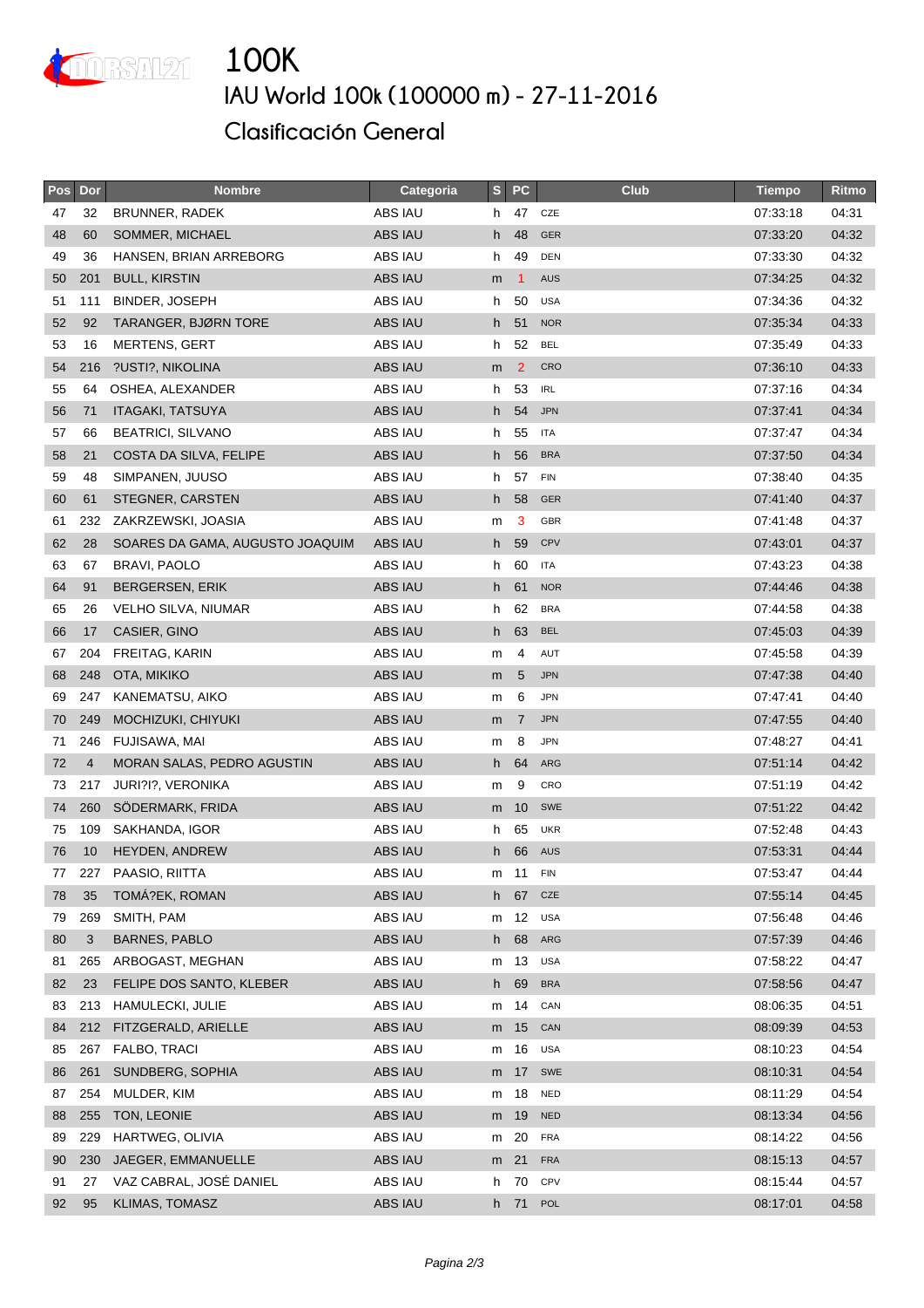# 100K

## IAU World 100k (100000 m) - 27-11-2016

## Clasificación General

| Pos | Dor | Nombre | Categoria | S | PC | Club | Tiempo | Ritmo |
|---|---|---|---|---|---|---|---|---|
| 47 | 32 | BRUNNER, RADEK | ABS IAU | h | 47 | CZE | 07:33:18 | 04:31 |
| 48 | 60 | SOMMER, MICHAEL | ABS IAU | h | 48 | GER | 07:33:20 | 04:32 |
| 49 | 36 | HANSEN, BRIAN ARREBORG | ABS IAU | h | 49 | DEN | 07:33:30 | 04:32 |
| 50 | 201 | BULL, KIRSTIN | ABS IAU | m | 1 | AUS | 07:34:25 | 04:32 |
| 51 | 111 | BINDER, JOSEPH | ABS IAU | h | 50 | USA | 07:34:36 | 04:32 |
| 52 | 92 | TARANGER, BJØRN TORE | ABS IAU | h | 51 | NOR | 07:35:34 | 04:33 |
| 53 | 16 | MERTENS, GERT | ABS IAU | h | 52 | BEL | 07:35:49 | 04:33 |
| 54 | 216 | ?USTI?, NIKOLINA | ABS IAU | m | 2 | CRO | 07:36:10 | 04:33 |
| 55 | 64 | OSHEA, ALEXANDER | ABS IAU | h | 53 | IRL | 07:37:16 | 04:34 |
| 56 | 71 | ITAGAKI, TATSUYA | ABS IAU | h | 54 | JPN | 07:37:41 | 04:34 |
| 57 | 66 | BEATRICI, SILVANO | ABS IAU | h | 55 | ITA | 07:37:47 | 04:34 |
| 58 | 21 | COSTA DA SILVA, FELIPE | ABS IAU | h | 56 | BRA | 07:37:50 | 04:34 |
| 59 | 48 | SIMPANEN, JUUSO | ABS IAU | h | 57 | FIN | 07:38:40 | 04:35 |
| 60 | 61 | STEGNER, CARSTEN | ABS IAU | h | 58 | GER | 07:41:40 | 04:37 |
| 61 | 232 | ZAKRZEWSKI, JOASIA | ABS IAU | m | 3 | GBR | 07:41:48 | 04:37 |
| 62 | 28 | SOARES DA GAMA, AUGUSTO JOAQUIM | ABS IAU | h | 59 | CPV | 07:43:01 | 04:37 |
| 63 | 67 | BRAVI, PAOLO | ABS IAU | h | 60 | ITA | 07:43:23 | 04:38 |
| 64 | 91 | BERGERSEN, ERIK | ABS IAU | h | 61 | NOR | 07:44:46 | 04:38 |
| 65 | 26 | VELHO SILVA, NIUMAR | ABS IAU | h | 62 | BRA | 07:44:58 | 04:38 |
| 66 | 17 | CASIER, GINO | ABS IAU | h | 63 | BEL | 07:45:03 | 04:39 |
| 67 | 204 | FREITAG, KARIN | ABS IAU | m | 4 | AUT | 07:45:58 | 04:39 |
| 68 | 248 | OTA, MIKIKO | ABS IAU | m | 5 | JPN | 07:47:38 | 04:40 |
| 69 | 247 | KANEMATSU, AIKO | ABS IAU | m | 6 | JPN | 07:47:41 | 04:40 |
| 70 | 249 | MOCHIZUKI, CHIYUKI | ABS IAU | m | 7 | JPN | 07:47:55 | 04:40 |
| 71 | 246 | FUJISAWA, MAI | ABS IAU | m | 8 | JPN | 07:48:27 | 04:41 |
| 72 | 4 | MORAN SALAS, PEDRO AGUSTIN | ABS IAU | h | 64 | ARG | 07:51:14 | 04:42 |
| 73 | 217 | JURI?I?, VERONIKA | ABS IAU | m | 9 | CRO | 07:51:19 | 04:42 |
| 74 | 260 | SÖDERMARK, FRIDA | ABS IAU | m | 10 | SWE | 07:51:22 | 04:42 |
| 75 | 109 | SAKHANDA, IGOR | ABS IAU | h | 65 | UKR | 07:52:48 | 04:43 |
| 76 | 10 | HEYDEN, ANDREW | ABS IAU | h | 66 | AUS | 07:53:31 | 04:44 |
| 77 | 227 | PAASIO, RIITTA | ABS IAU | m | 11 | FIN | 07:53:47 | 04:44 |
| 78 | 35 | TOMÁ?EK, ROMAN | ABS IAU | h | 67 | CZE | 07:55:14 | 04:45 |
| 79 | 269 | SMITH, PAM | ABS IAU | m | 12 | USA | 07:56:48 | 04:46 |
| 80 | 3 | BARNES, PABLO | ABS IAU | h | 68 | ARG | 07:57:39 | 04:46 |
| 81 | 265 | ARBOGAST, MEGHAN | ABS IAU | m | 13 | USA | 07:58:22 | 04:47 |
| 82 | 23 | FELIPE DOS SANTO, KLEBER | ABS IAU | h | 69 | BRA | 07:58:56 | 04:47 |
| 83 | 213 | HAMULECKI, JULIE | ABS IAU | m | 14 | CAN | 08:06:35 | 04:51 |
| 84 | 212 | FITZGERALD, ARIELLE | ABS IAU | m | 15 | CAN | 08:09:39 | 04:53 |
| 85 | 267 | FALBO, TRACI | ABS IAU | m | 16 | USA | 08:10:23 | 04:54 |
| 86 | 261 | SUNDBERG, SOPHIA | ABS IAU | m | 17 | SWE | 08:10:31 | 04:54 |
| 87 | 254 | MULDER, KIM | ABS IAU | m | 18 | NED | 08:11:29 | 04:54 |
| 88 | 255 | TON, LEONIE | ABS IAU | m | 19 | NED | 08:13:34 | 04:56 |
| 89 | 229 | HARTWEG, OLIVIA | ABS IAU | m | 20 | FRA | 08:14:22 | 04:56 |
| 90 | 230 | JAEGER, EMMANUELLE | ABS IAU | m | 21 | FRA | 08:15:13 | 04:57 |
| 91 | 27 | VAZ CABRAL, JOSÉ DANIEL | ABS IAU | h | 70 | CPV | 08:15:44 | 04:57 |
| 92 | 95 | KLIMAS, TOMASZ | ABS IAU | h | 71 | POL | 08:17:01 | 04:58 |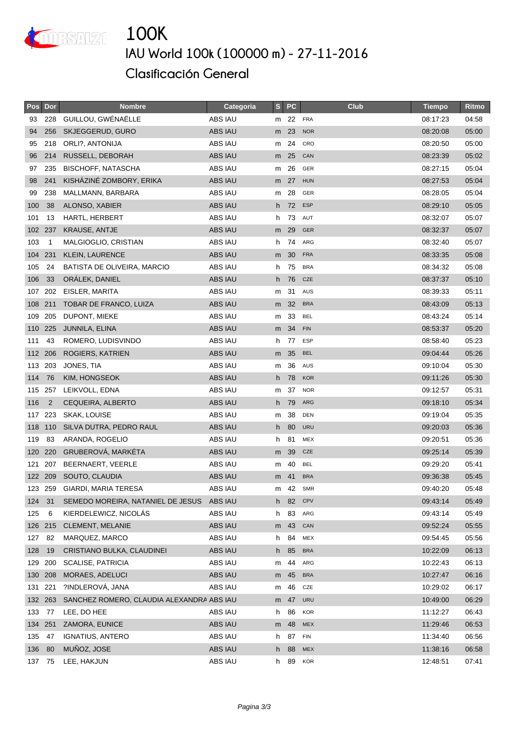# 100K

## IAU World 100k (100000 m) - 27-11-2016

## Clasificación General

| Pos | Dor | Nombre | Categoria | S | PC | Club | Tiempo | Ritmo |
|---|---|---|---|---|---|---|---|---|
| 93 | 228 | GUILLOU, GWÉNAËLLE | ABS IAU | m | 22 | FRA | 08:17:23 | 04:58 |
| 94 | 256 | SKJEGGERUD, GURO | ABS IAU | m | 23 | NOR | 08:20:08 | 05:00 |
| 95 | 218 | ORLI?, ANTONIJA | ABS IAU | m | 24 | CRO | 08:20:50 | 05:00 |
| 96 | 214 | RUSSELL, DEBORAH | ABS IAU | m | 25 | CAN | 08:23:39 | 05:02 |
| 97 | 235 | BISCHOFF, NATASCHA | ABS IAU | m | 26 | GER | 08:27:15 | 05:04 |
| 98 | 241 | KISHÁZINÉ ZOMBORY, ERIKA | ABS IAU | m | 27 | HUN | 08:27:53 | 05:04 |
| 99 | 238 | MALLMANN, BARBARA | ABS IAU | m | 28 | GER | 08:28:05 | 05:04 |
| 100 | 38 | ALONSO, XABIER | ABS IAU | h | 72 | ESP | 08:29:10 | 05:05 |
| 101 | 13 | HARTL, HERBERT | ABS IAU | h | 73 | AUT | 08:32:07 | 05:07 |
| 102 | 237 | KRAUSE, ANTJE | ABS IAU | m | 29 | GER | 08:32:37 | 05:07 |
| 103 | 1 | MALGIOGLIO, CRISTIAN | ABS IAU | h | 74 | ARG | 08:32:40 | 05:07 |
| 104 | 231 | KLEIN, LAURENCE | ABS IAU | m | 30 | FRA | 08:33:35 | 05:08 |
| 105 | 24 | BATISTA DE OLIVEIRA, MARCIO | ABS IAU | h | 75 | BRA | 08:34:32 | 05:08 |
| 106 | 33 | ORÁLEK, DANIEL | ABS IAU | h | 76 | CZE | 08:37:37 | 05:10 |
| 107 | 202 | EISLER, MARITA | ABS IAU | m | 31 | AUS | 08:39:33 | 05:11 |
| 108 | 211 | TOBAR DE FRANCO, LUIZA | ABS IAU | m | 32 | BRA | 08:43:09 | 05:13 |
| 109 | 205 | DUPONT, MIEKE | ABS IAU | m | 33 | BEL | 08:43:24 | 05:14 |
| 110 | 225 | JUNNILA, ELINA | ABS IAU | m | 34 | FIN | 08:53:37 | 05:20 |
| 111 | 43 | ROMERO, LUDISVINDO | ABS IAU | h | 77 | ESP | 08:58:40 | 05:23 |
| 112 | 206 | ROGIERS, KATRIEN | ABS IAU | m | 35 | BEL | 09:04:44 | 05:26 |
| 113 | 203 | JONES, TIA | ABS IAU | m | 36 | AUS | 09:10:04 | 05:30 |
| 114 | 76 | KIM, HONGSEOK | ABS IAU | h | 78 | KOR | 09:11:26 | 05:30 |
| 115 | 257 | LEIKVOLL, EDNA | ABS IAU | m | 37 | NOR | 09:12:57 | 05:31 |
| 116 | 2 | CEQUEIRA, ALBERTO | ABS IAU | h | 79 | ARG | 09:18:10 | 05:34 |
| 117 | 223 | SKAK, LOUISE | ABS IAU | m | 38 | DEN | 09:19:04 | 05:35 |
| 118 | 110 | SILVA DUTRA, PEDRO RAUL | ABS IAU | h | 80 | URU | 09:20:03 | 05:36 |
| 119 | 83 | ARANDA, ROGELIO | ABS IAU | h | 81 | MEX | 09:20:51 | 05:36 |
| 120 | 220 | GRUBEROVÁ, MARKÉTA | ABS IAU | m | 39 | CZE | 09:25:14 | 05:39 |
| 121 | 207 | BEERNAERT, VEERLE | ABS IAU | m | 40 | BEL | 09:29:20 | 05:41 |
| 122 | 209 | SOUTO, CLAUDIA | ABS IAU | m | 41 | BRA | 09:36:38 | 05:45 |
| 123 | 259 | GIARDI, MARIA TERESA | ABS IAU | m | 42 | SMR | 09:40:20 | 05:48 |
| 124 | 31 | SEMEDO MOREIRA, NATANIEL DE JESUS | ABS IAU | h | 82 | CPV | 09:43:14 | 05:49 |
| 125 | 6 | KIERDELEWICZ, NICOLÁS | ABS IAU | h | 83 | ARG | 09:43:14 | 05:49 |
| 126 | 215 | CLEMENT, MELANIE | ABS IAU | m | 43 | CAN | 09:52:24 | 05:55 |
| 127 | 82 | MARQUEZ, MARCO | ABS IAU | h | 84 | MEX | 09:54:45 | 05:56 |
| 128 | 19 | CRISTIANO BULKA, CLAUDINEI | ABS IAU | h | 85 | BRA | 10:22:09 | 06:13 |
| 129 | 200 | SCALISE, PATRICIA | ABS IAU | m | 44 | ARG | 10:22:43 | 06:13 |
| 130 | 208 | MORAES, ADELUCI | ABS IAU | m | 45 | BRA | 10:27:47 | 06:16 |
| 131 | 221 | ?INDLEROVÁ, JANA | ABS IAU | m | 46 | CZE | 10:29:02 | 06:17 |
| 132 | 263 | SANCHEZ ROMERO, CLAUDIA ALEXANDRA | ABS IAU | m | 47 | URU | 10:49:00 | 06:29 |
| 133 | 77 | LEE, DO HEE | ABS IAU | h | 86 | KOR | 11:12:27 | 06:43 |
| 134 | 251 | ZAMORA, EUNICE | ABS IAU | m | 48 | MEX | 11:29:46 | 06:53 |
| 135 | 47 | IGNATIUS, ANTERO | ABS IAU | h | 87 | FIN | 11:34:40 | 06:56 |
| 136 | 80 | MUÑOZ, JOSE | ABS IAU | h | 88 | MEX | 11:38:16 | 06:58 |
| 137 | 75 | LEE, HAKJUN | ABS IAU | h | 89 | KOR | 12:48:51 | 07:41 |